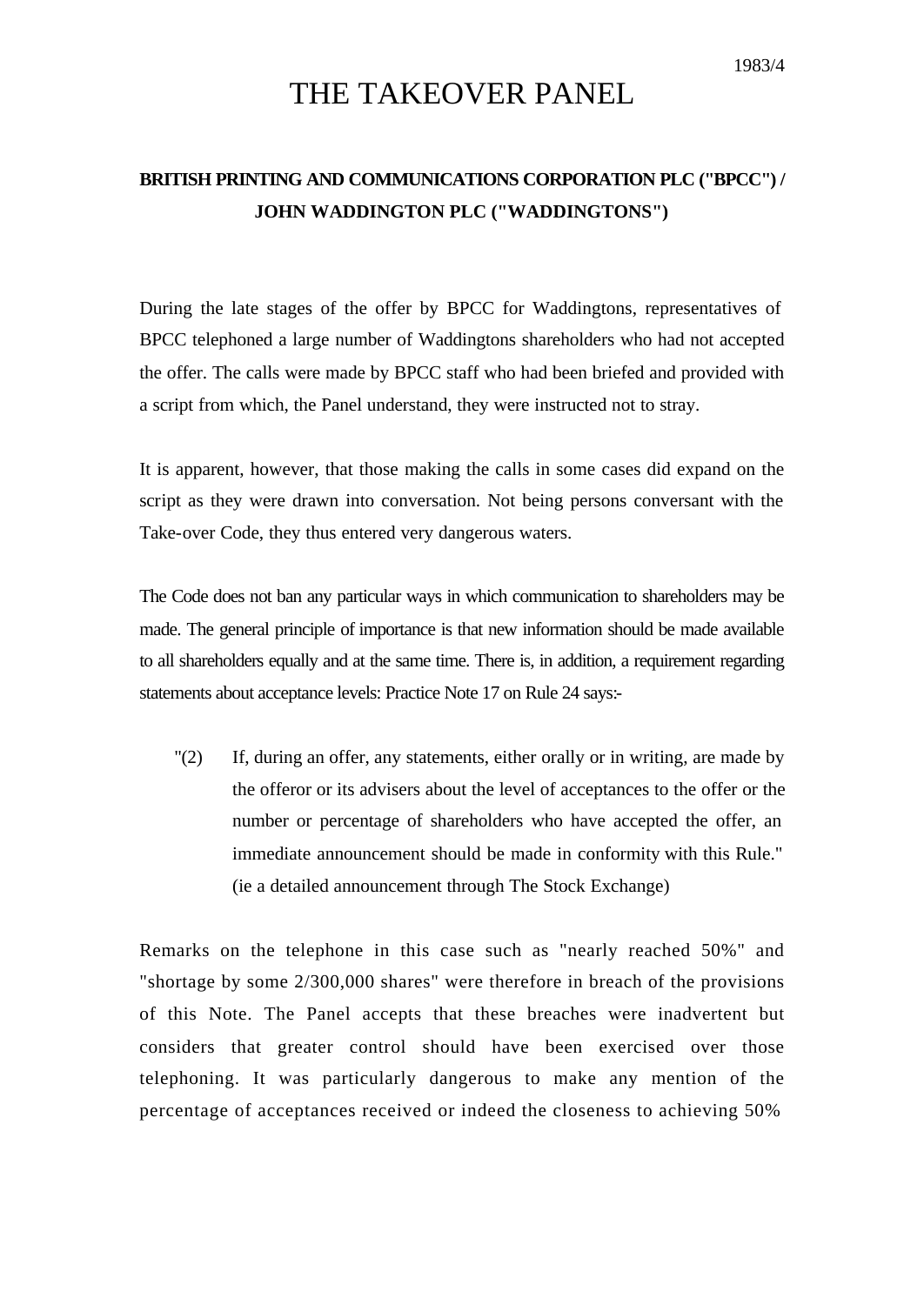1983/4

# THE TAKEOVER PANEL

**BRITISH PRINTING AND COMMUNICATIONS CORPORATION PLC ("BPCC") / JOHN WADDINGTON PLC ("WADDINGTONS")**

During the late stages of the offer by BPCC for Waddingtons, representatives of BPCC telephoned a large number of Waddingtons shareholders who had not accepted the offer. The calls were made by BPCC staff who had been briefed and provided with a script from which, the Panel understand, they were instructed not to stray.

It is apparent, however, that those making the calls in some cases did expand on the script as they were drawn into conversation. Not being persons conversant with the Take-over Code, they thus entered very dangerous waters.

The Code does not ban any particular ways in which communication to shareholders may be made. The general principle of importance is that new information should be made available to all shareholders equally and at the same time. There is, in addition, a requirement regarding statements about acceptance levels: Practice Note 17 on Rule 24 says:-

> "(2) If, during an offer, any statements, either orally or in writing, are made by the offeror or its advisers about the level of acceptances to the offer or the number or percentage of shareholders who have accepted the offer, an immediate announcement should be made in conformity with this Rule." (ie a detailed announcement through The Stock Exchange)

Remarks on the telephone in this case such as "nearly reached 50%" and "shortage by some 2/300,000 shares" were therefore in breach of the provisions of this Note. The Panel accepts that these breaches were inadvertent but considers that greater control should have been exercised over those telephoning. It was particularly dangerous to make any mention of the percentage of acceptances received or indeed the closeness to achieving 50%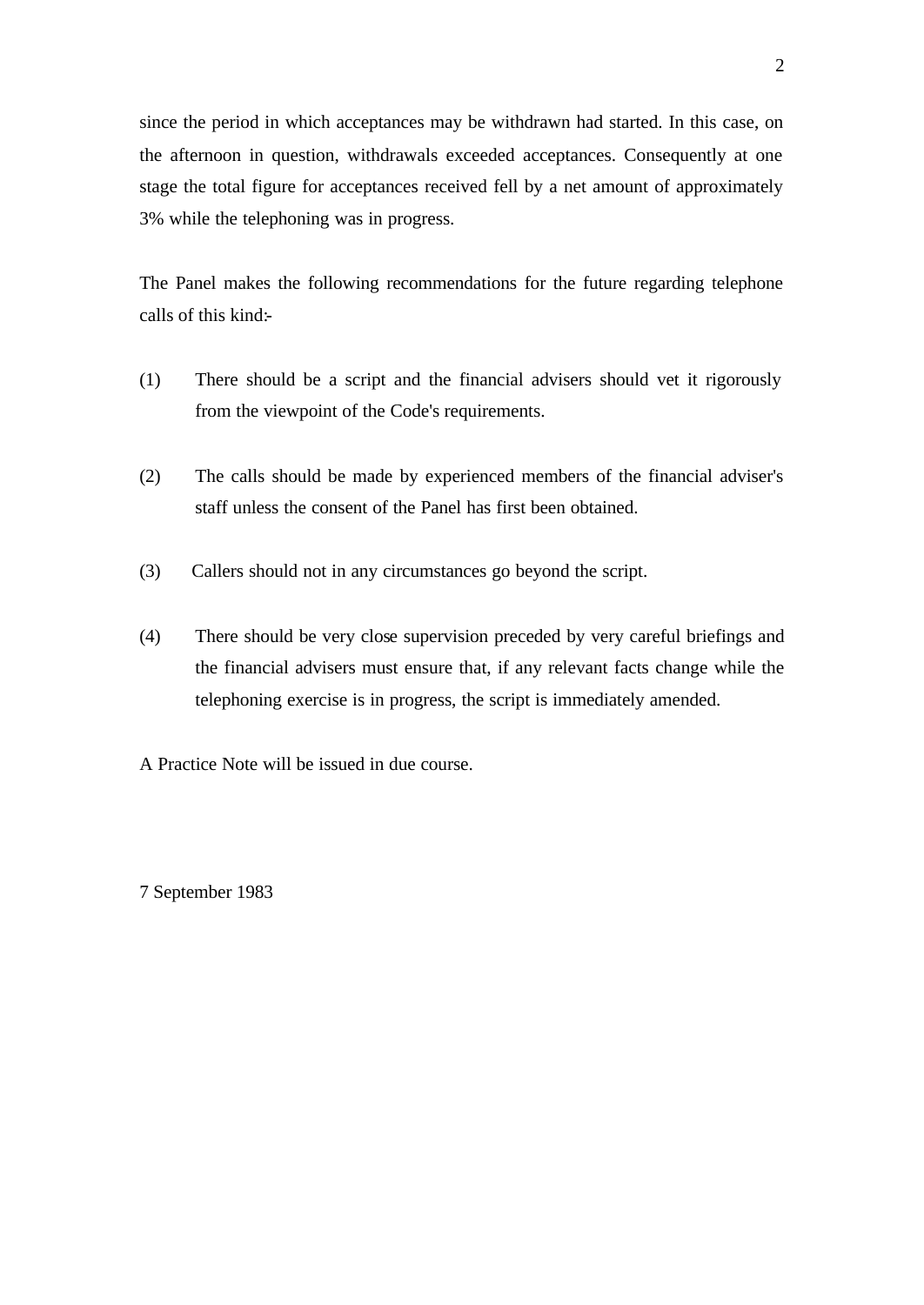since the period in which acceptances may be withdrawn had started. In this case, on the afternoon in question, withdrawals exceeded acceptances. Consequently at one stage the total figure for acceptances received fell by a net amount of approximately 3% while the telephoning was in progress.

The Panel makes the following recommendations for the future regarding telephone calls of this kind:-

(1) There should be a script and the financial advisers should vet it rigorously from the viewpoint of the Code's requirements.

(2) The calls should be made by experienced members of the financial adviser's staff unless the consent of the Panel has first been obtained.

(3) Callers should not in any circumstances go beyond the script.

(4) There should be very close supervision preceded by very careful briefings and the financial advisers must ensure that, if any relevant facts change while the telephoning exercise is in progress, the script is immediately amended.

A Practice Note will be issued in due course.

7 September 1983